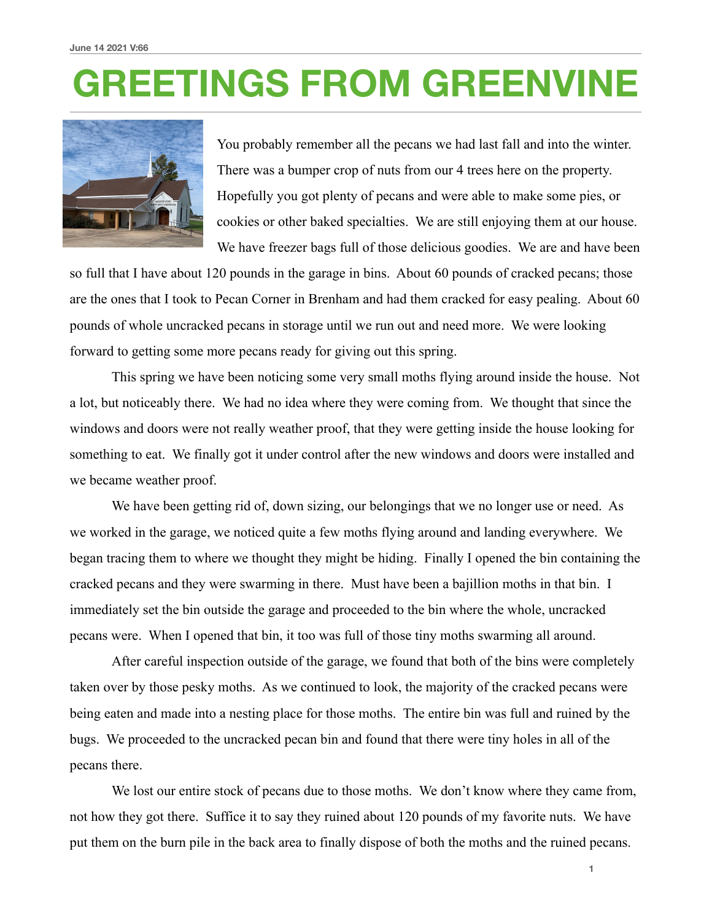June 14 2021 V:66

# GREETINGS FROM GREENVINE

You probably remember all the pecans we had last fall and into the winter. There was a bumper crop of nuts from our 4 trees here on the property. Hopefully you got plenty of pecans and were able to make some pies, or cookies or other baked specialties. We are still enjoying them at our house. We have freezer bags full of those delicious goodies. We are and have been so full that I have about 120 pounds in the garage in bins. About 60 pounds of cracked pecans; those are the ones that I took to Pecan Corner in Brenham and had them cracked for easy pealing. About 60 pounds of whole uncracked pecans in storage until we run out and need more. We were looking forward to getting some more pecans ready for giving out this spring.

This spring we have been noticing some very small moths flying around inside the house. Not a lot, but noticeably there. We had no idea where they were coming from. We thought that since the windows and doors were not really weather proof, that they were getting inside the house looking for something to eat. We finally got it under control after the new windows and doors were installed and we became weather proof.

We have been getting rid of, down sizing, our belongings that we no longer use or need. As we worked in the garage, we noticed quite a few moths flying around and landing everywhere. We began tracing them to where we thought they might be hiding. Finally I opened the bin containing the cracked pecans and they were swarming in there. Must have been a bajillion moths in that bin. I immediately set the bin outside the garage and proceeded to the bin where the whole, uncracked pecans were. When I opened that bin, it too was full of those tiny moths swarming all around.

After careful inspection outside of the garage, we found that both of the bins were completely taken over by those pesky moths. As we continued to look, the majority of the cracked pecans were being eaten and made into a nesting place for those moths. The entire bin was full and ruined by the bugs. We proceeded to the uncracked pecan bin and found that there were tiny holes in all of the pecans there.

We lost our entire stock of pecans due to those moths. We don't know where they came from, not how they got there. Suffice it to say they ruined about 120 pounds of my favorite nuts. We have put them on the burn pile in the back area to finally dispose of both the moths and the ruined pecans.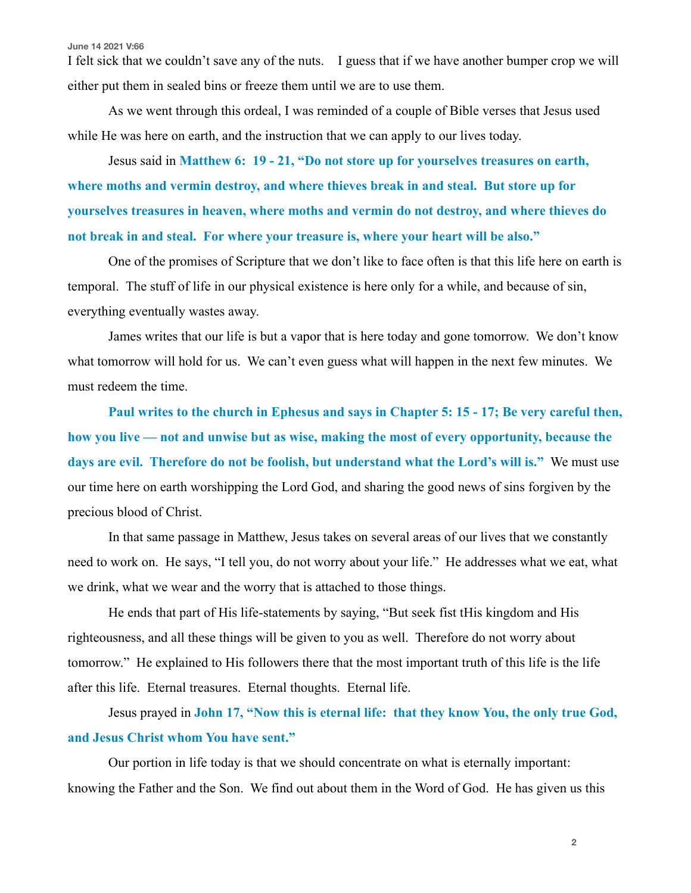I felt sick that we couldn't save any of the nuts.   I guess that if we have another bumper crop we will either put them in sealed bins or freeze them until we are to use them.

As we went through this ordeal, I was reminded of a couple of Bible verses that Jesus used while He was here on earth, and the instruction that we can apply to our lives today.

Jesus said in **Matthew 6:  19 - 21, "Do not store up for yourselves treasures on earth, where moths and vermin destroy, and where thieves break in and steal.  But store up for yourselves treasures in heaven, where moths and vermin do not destroy, and where thieves do not break in and steal.  For where your treasure is, where your heart will be also."**

One of the promises of Scripture that we don't like to face often is that this life here on earth is temporal.  The stuff of life in our physical existence is here only for a while, and because of sin, everything eventually wastes away.

James writes that our life is but a vapor that is here today and gone tomorrow.  We don't know what tomorrow will hold for us.  We can't even guess what will happen in the next few minutes.  We must redeem the time.

**Paul writes to the church in Ephesus and says in Chapter 5: 15 - 17; Be very careful then, how you live — not and unwise but as wise, making the most of every opportunity, because the days are evil.  Therefore do not be foolish, but understand what the Lord's will is."**  We must use our time here on earth worshipping the Lord God, and sharing the good news of sins forgiven by the precious blood of Christ.

In that same passage in Matthew, Jesus takes on several areas of our lives that we constantly need to work on.  He says, "I tell you, do not worry about your life."  He addresses what we eat, what we drink, what we wear and the worry that is attached to those things.

He ends that part of His life-statements by saying, "But seek fist tHis kingdom and His righteousness, and all these things will be given to you as well.  Therefore do not worry about tomorrow."  He explained to His followers there that the most important truth of this life is the life after this life.  Eternal treasures.  Eternal thoughts.  Eternal life.

Jesus prayed in **John 17, "Now this is eternal life:  that they know You, the only true God, and Jesus Christ whom You have sent."**

Our portion in life today is that we should concentrate on what is eternally important: knowing the Father and the Son.  We find out about them in the Word of God.  He has given us this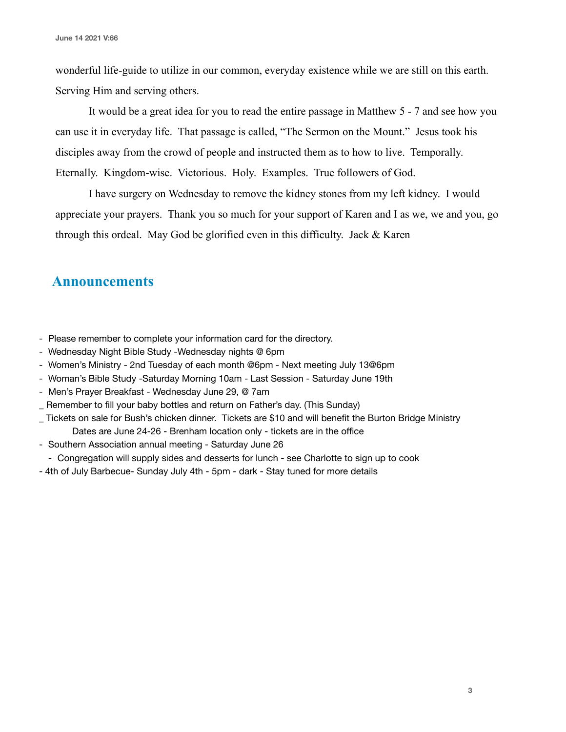wonderful life-guide to utilize in our common, everyday existence while we are still on this earth. Serving Him and serving others.

It would be a great idea for you to read the entire passage in Matthew 5 - 7 and see how you can use it in everyday life. That passage is called, "The Sermon on the Mount." Jesus took his disciples away from the crowd of people and instructed them as to how to live. Temporally. Eternally. Kingdom-wise. Victorious. Holy. Examples. True followers of God.

I have surgery on Wednesday to remove the kidney stones from my left kidney. I would appreciate your prayers. Thank you so much for your support of Karen and I as we, we and you, go through this ordeal. May God be glorified even in this difficulty. Jack & Karen

## Announcements

- Please remember to complete your information card for the directory.
- Wednesday Night Bible Study -Wednesday nights @ 6pm
- Women's Ministry - 2nd Tuesday of each month @6pm - Next meeting July 13@6pm
- Woman's Bible Study -Saturday Morning 10am - Last Session - Saturday June 19th
- Men's Prayer Breakfast - Wednesday June 29, @ 7am
- Remember to fill your baby bottles and return on Father's day. (This Sunday)
- Tickets on sale for Bush's chicken dinner. Tickets are $10 and will benefit the Burton Bridge Ministry
  Dates are June 24-26 - Brenham location only - tickets are in the office
- Southern Association annual meeting - Saturday June 26
  - Congregation will supply sides and desserts for lunch - see Charlotte to sign up to cook
- 4th of July Barbecue- Sunday July 4th - 5pm - dark - Stay tuned for more details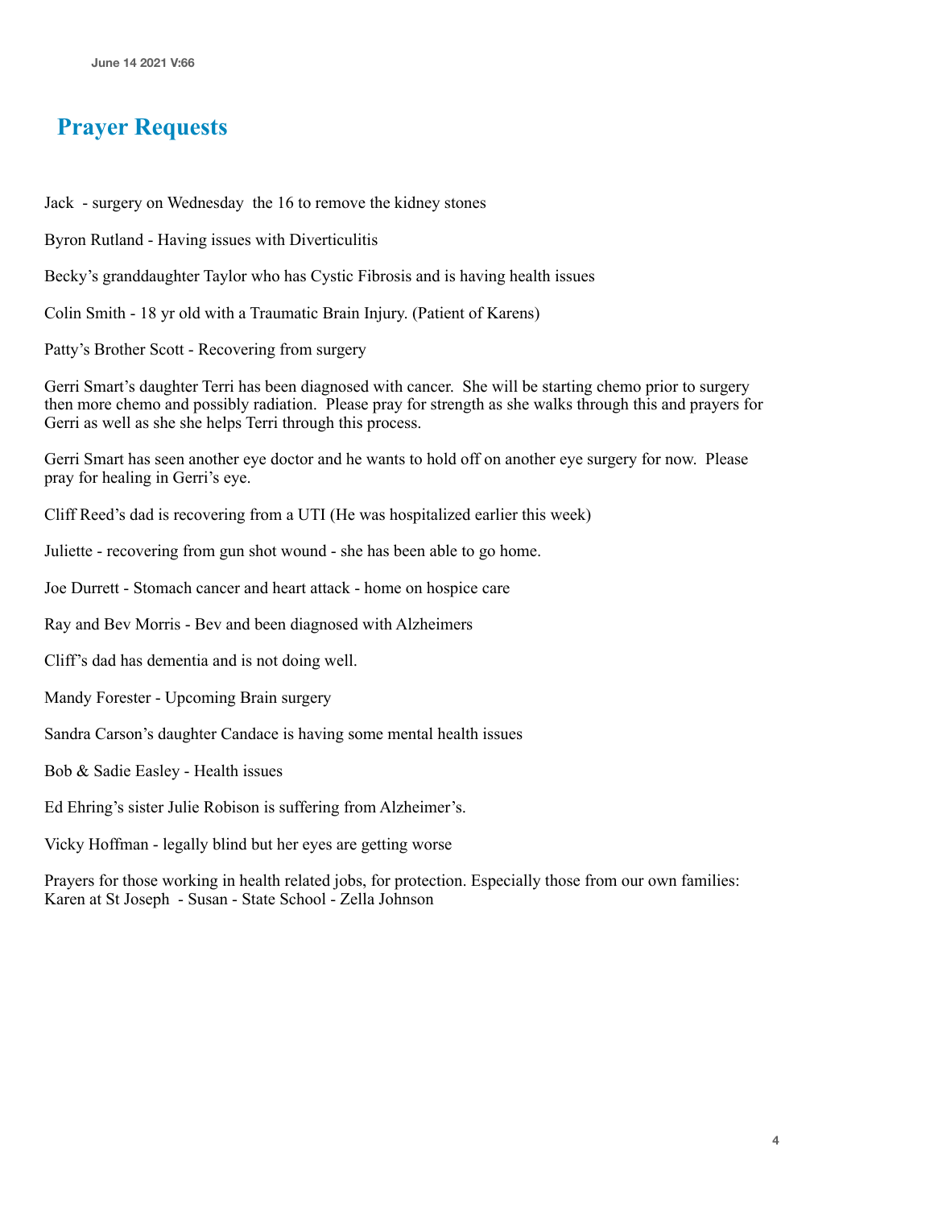June 14 2021 V:66

# Prayer Requests

Jack - surgery on Wednesday the 16 to remove the kidney stones

Byron Rutland - Having issues with Diverticulitis

Becky's granddaughter Taylor who has Cystic Fibrosis and is having health issues

Colin Smith - 18 yr old with a Traumatic Brain Injury. (Patient of Karens)

Patty's Brother Scott - Recovering from surgery

Gerri Smart's daughter Terri has been diagnosed with cancer. She will be starting chemo prior to surgery then more chemo and possibly radiation. Please pray for strength as she walks through this and prayers for Gerri as well as she she helps Terri through this process.

Gerri Smart has seen another eye doctor and he wants to hold off on another eye surgery for now. Please pray for healing in Gerri's eye.

Cliff Reed's dad is recovering from a UTI (He was hospitalized earlier this week)

Juliette - recovering from gun shot wound - she has been able to go home.

Joe Durrett - Stomach cancer and heart attack - home on hospice care

Ray and Bev Morris - Bev and been diagnosed with Alzheimers

Cliff's dad has dementia and is not doing well.

Mandy Forester - Upcoming Brain surgery

Sandra Carson's daughter Candace is having some mental health issues

Bob & Sadie Easley - Health issues

Ed Ehring's sister Julie Robison is suffering from Alzheimer's.

Vicky Hoffman - legally blind but her eyes are getting worse

Prayers for those working in health related jobs, for protection. Especially those from our own families: Karen at St Joseph - Susan - State School - Zella Johnson